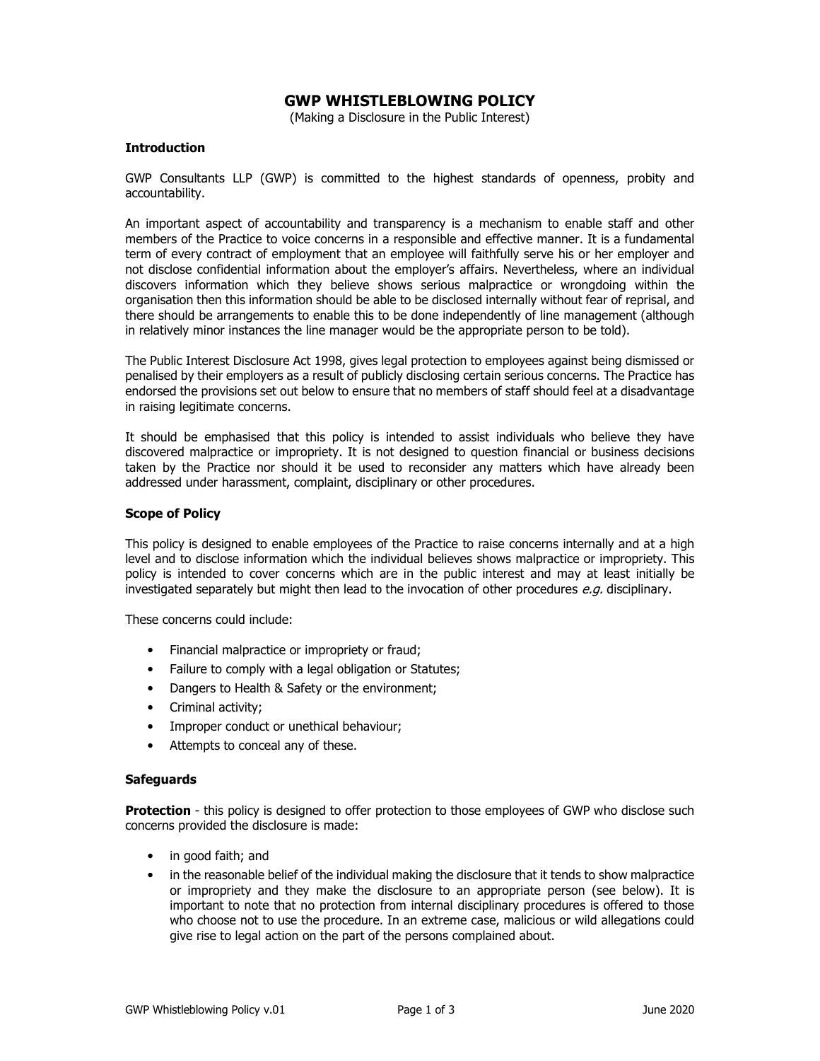# GWP WHISTLEBLOWING POLICY

(Making a Disclosure in the Public Interest)

### Introduction

GWP Consultants LLP (GWP) is committed to the highest standards of openness, probity and accountability.

An important aspect of accountability and transparency is a mechanism to enable staff and other members of the Practice to voice concerns in a responsible and effective manner. It is a fundamental term of every contract of employment that an employee will faithfully serve his or her employer and not disclose confidential information about the employer's affairs. Nevertheless, where an individual discovers information which they believe shows serious malpractice or wrongdoing within the organisation then this information should be able to be disclosed internally without fear of reprisal, and there should be arrangements to enable this to be done independently of line management (although in relatively minor instances the line manager would be the appropriate person to be told).

The Public Interest Disclosure Act 1998, gives legal protection to employees against being dismissed or penalised by their employers as a result of publicly disclosing certain serious concerns. The Practice has endorsed the provisions set out below to ensure that no members of staff should feel at a disadvantage in raising legitimate concerns.

It should be emphasised that this policy is intended to assist individuals who believe they have discovered malpractice or impropriety. It is not designed to question financial or business decisions taken by the Practice nor should it be used to reconsider any matters which have already been addressed under harassment, complaint, disciplinary or other procedures.

### Scope of Policy

This policy is designed to enable employees of the Practice to raise concerns internally and at a high level and to disclose information which the individual believes shows malpractice or impropriety. This policy is intended to cover concerns which are in the public interest and may at least initially be investigated separately but might then lead to the invocation of other procedures *e.g.* disciplinary.

These concerns could include:

- Financial malpractice or impropriety or fraud;
- Failure to comply with a legal obligation or Statutes;
- Dangers to Health & Safety or the environment;
- Criminal activity;
- Improper conduct or unethical behaviour;
- Attempts to conceal any of these.

### Safeguards

**Protection** - this policy is designed to offer protection to those employees of GWP who disclose such concerns provided the disclosure is made:

- in good faith; and
- in the reasonable belief of the individual making the disclosure that it tends to show malpractice or impropriety and they make the disclosure to an appropriate person (see below). It is important to note that no protection from internal disciplinary procedures is offered to those who choose not to use the procedure. In an extreme case, malicious or wild allegations could give rise to legal action on the part of the persons complained about.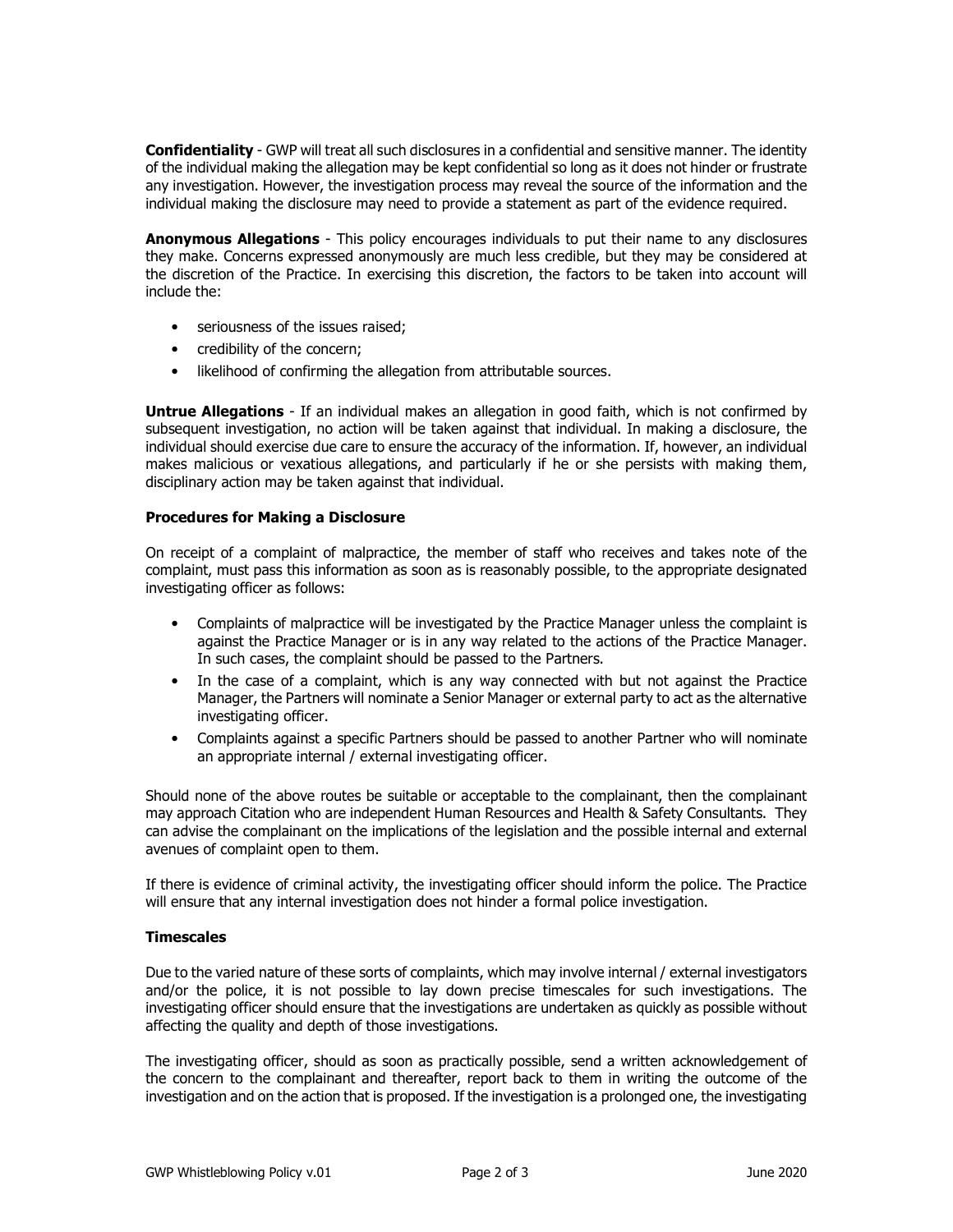**Confidentiality** - GWP will treat all such disclosures in a confidential and sensitive manner. The identity of the individual making the allegation may be kept confidential so long as it does not hinder or frustrate any investigation. However, the investigation process may reveal the source of the information and the individual making the disclosure may need to provide a statement as part of the evidence required.

**Anonymous Allegations** - This policy encourages individuals to put their name to any disclosures they make. Concerns expressed anonymously are much less credible, but they may be considered at the discretion of the Practice. In exercising this discretion, the factors to be taken into account will include the:

- seriousness of the issues raised;
- credibility of the concern;
- likelihood of confirming the allegation from attributable sources.

**Untrue Allegations** - If an individual makes an allegation in good faith, which is not confirmed by subsequent investigation, no action will be taken against that individual. In making a disclosure, the individual should exercise due care to ensure the accuracy of the information. If, however, an individual makes malicious or vexatious allegations, and particularly if he or she persists with making them, disciplinary action may be taken against that individual.

**Procedures for Making a Disclosure**

On receipt of a complaint of malpractice, the member of staff who receives and takes note of the complaint, must pass this information as soon as is reasonably possible, to the appropriate designated investigating officer as follows:

- Complaints of malpractice will be investigated by the Practice Manager unless the complaint is against the Practice Manager or is in any way related to the actions of the Practice Manager. In such cases, the complaint should be passed to the Partners.
- In the case of a complaint, which is any way connected with but not against the Practice Manager, the Partners will nominate a Senior Manager or external party to act as the alternative investigating officer.
- Complaints against a specific Partners should be passed to another Partner who will nominate an appropriate internal / external investigating officer.

Should none of the above routes be suitable or acceptable to the complainant, then the complainant may approach Citation who are independent Human Resources and Health & Safety Consultants. They can advise the complainant on the implications of the legislation and the possible internal and external avenues of complaint open to them.

If there is evidence of criminal activity, the investigating officer should inform the police. The Practice will ensure that any internal investigation does not hinder a formal police investigation.

**Timescales**

Due to the varied nature of these sorts of complaints, which may involve internal / external investigators and/or the police, it is not possible to lay down precise timescales for such investigations. The investigating officer should ensure that the investigations are undertaken as quickly as possible without affecting the quality and depth of those investigations.

The investigating officer, should as soon as practically possible, send a written acknowledgement of the concern to the complainant and thereafter, report back to them in writing the outcome of the investigation and on the action that is proposed. If the investigation is a prolonged one, the investigating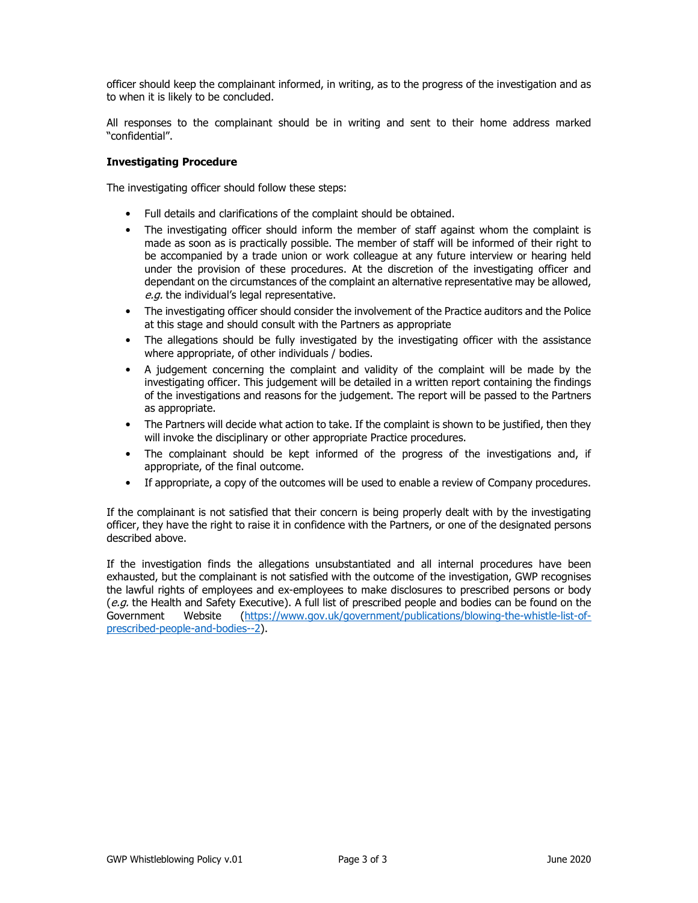officer should keep the complainant informed, in writing, as to the progress of the investigation and as to when it is likely to be concluded.

All responses to the complainant should be in writing and sent to their home address marked "confidential".

**Investigating Procedure**

The investigating officer should follow these steps:

- Full details and clarifications of the complaint should be obtained.
- The investigating officer should inform the member of staff against whom the complaint is made as soon as is practically possible. The member of staff will be informed of their right to be accompanied by a trade union or work colleague at any future interview or hearing held under the provision of these procedures. At the discretion of the investigating officer and dependant on the circumstances of the complaint an alternative representative may be allowed, *e.g.* the individual's legal representative.
- The investigating officer should consider the involvement of the Practice auditors and the Police at this stage and should consult with the Partners as appropriate
- The allegations should be fully investigated by the investigating officer with the assistance where appropriate, of other individuals / bodies.
- A judgement concerning the complaint and validity of the complaint will be made by the investigating officer. This judgement will be detailed in a written report containing the findings of the investigations and reasons for the judgement. The report will be passed to the Partners as appropriate.
- The Partners will decide what action to take. If the complaint is shown to be justified, then they will invoke the disciplinary or other appropriate Practice procedures.
- The complainant should be kept informed of the progress of the investigations and, if appropriate, of the final outcome.
- If appropriate, a copy of the outcomes will be used to enable a review of Company procedures.

If the complainant is not satisfied that their concern is being properly dealt with by the investigating officer, they have the right to raise it in confidence with the Partners, or one of the designated persons described above.

If the investigation finds the allegations unsubstantiated and all internal procedures have been exhausted, but the complainant is not satisfied with the outcome of the investigation, GWP recognises the lawful rights of employees and ex-employees to make disclosures to prescribed persons or body (*e.g.* the Health and Safety Executive). A full list of prescribed people and bodies can be found on the Government Website (https://www.gov.uk/government/publications/blowing-the-whistle-list-of-prescribed-people-and-bodies--2).